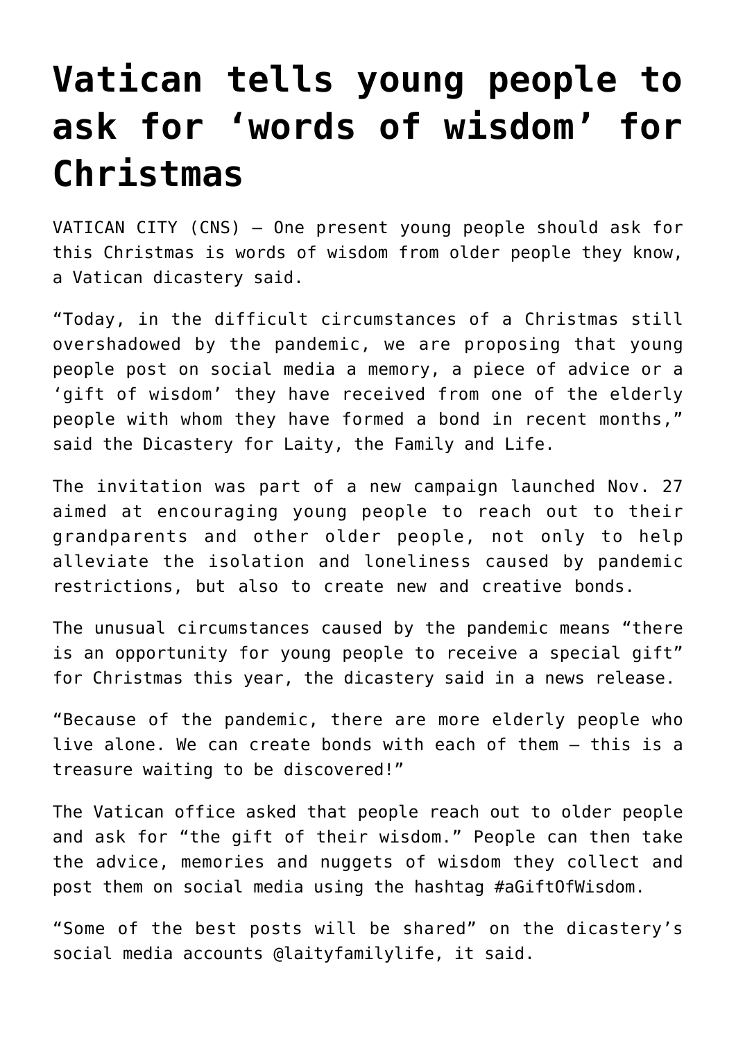# Vatican tells young people to ask for 'words of wisdom' for Christmas

VATICAN CITY (CNS) — One present young people should ask for this Christmas is words of wisdom from older people they know, a Vatican dicastery said.

"Today, in the difficult circumstances of a Christmas still overshadowed by the pandemic, we are proposing that young people post on social media a memory, a piece of advice or a 'gift of wisdom' they have received from one of the elderly people with whom they have formed a bond in recent months," said the Dicastery for Laity, the Family and Life.

The invitation was part of a new campaign launched Nov. 27 aimed at encouraging young people to reach out to their grandparents and other older people, not only to help alleviate the isolation and loneliness caused by pandemic restrictions, but also to create new and creative bonds.

The unusual circumstances caused by the pandemic means "there is an opportunity for young people to receive a special gift" for Christmas this year, the dicastery said in a news release.

"Because of the pandemic, there are more elderly people who live alone. We can create bonds with each of them — this is a treasure waiting to be discovered!"

The Vatican office asked that people reach out to older people and ask for "the gift of their wisdom." People can then take the advice, memories and nuggets of wisdom they collect and post them on social media using the hashtag #aGiftOfWisdom.

"Some of the best posts will be shared" on the dicastery's social media accounts @laityfamilylife, it said.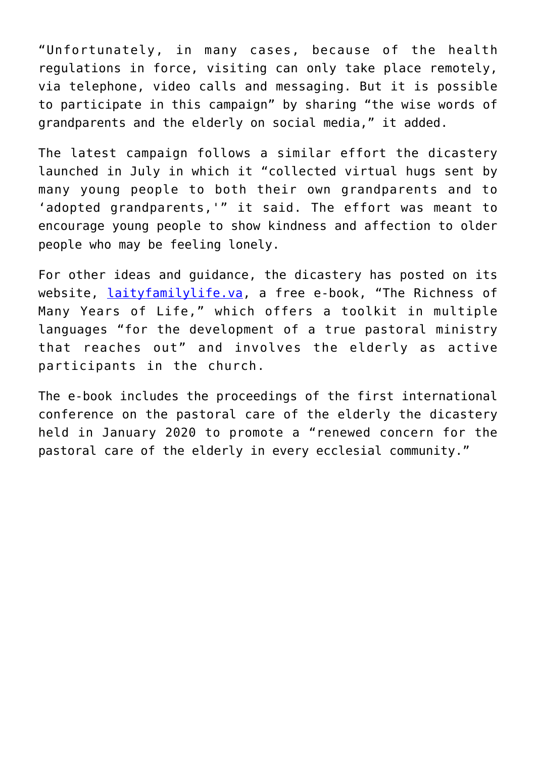"Unfortunately, in many cases, because of the health regulations in force, visiting can only take place remotely, via telephone, video calls and messaging. But it is possible to participate in this campaign" by sharing "the wise words of grandparents and the elderly on social media," it added.

The latest campaign follows a similar effort the dicastery launched in July in which it "collected virtual hugs sent by many young people to both their own grandparents and to 'adopted grandparents,'" it said. The effort was meant to encourage young people to show kindness and affection to older people who may be feeling lonely.

For other ideas and guidance, the dicastery has posted on its website, [laityfamilylife.va](laityfamilylife.va), a free e-book, "The Richness of Many Years of Life," which offers a toolkit in multiple languages "for the development of a true pastoral ministry that reaches out" and involves the elderly as active participants in the church.

The e-book includes the proceedings of the first international conference on the pastoral care of the elderly the dicastery held in January 2020 to promote a "renewed concern for the pastoral care of the elderly in every ecclesial community."